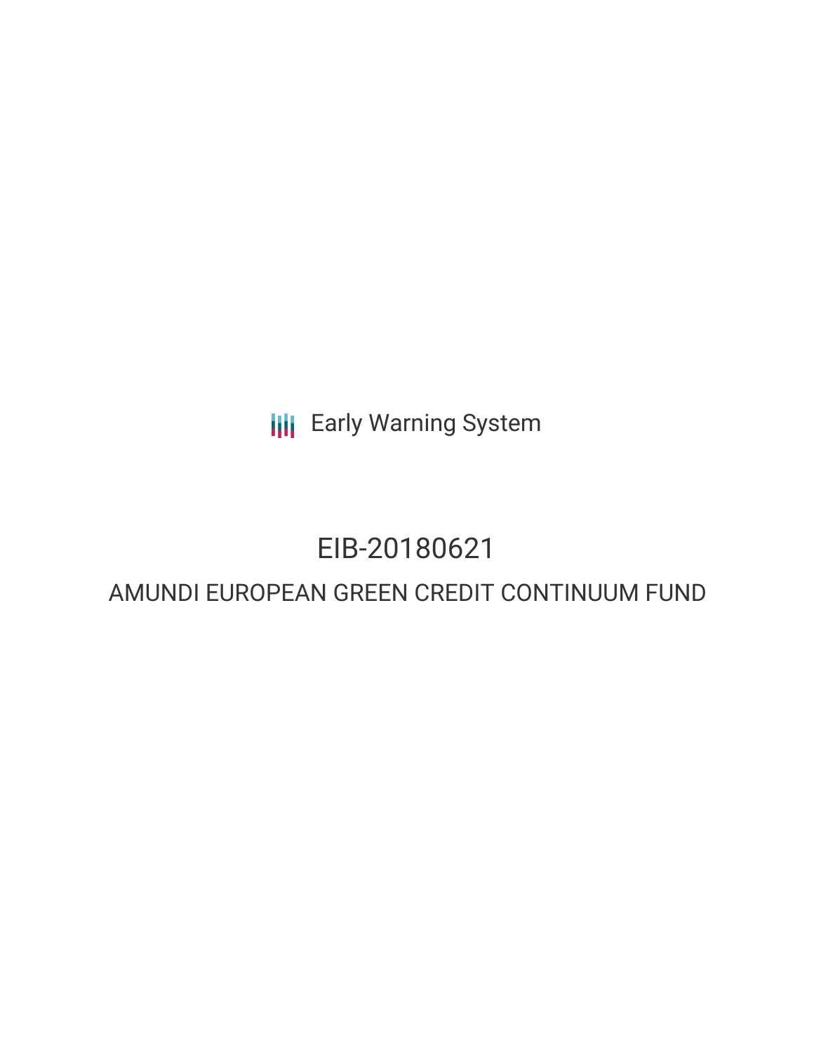Early Warning System

# EIB-20180621

## AMUNDI EUROPEAN GREEN CREDIT CONTINUUM FUND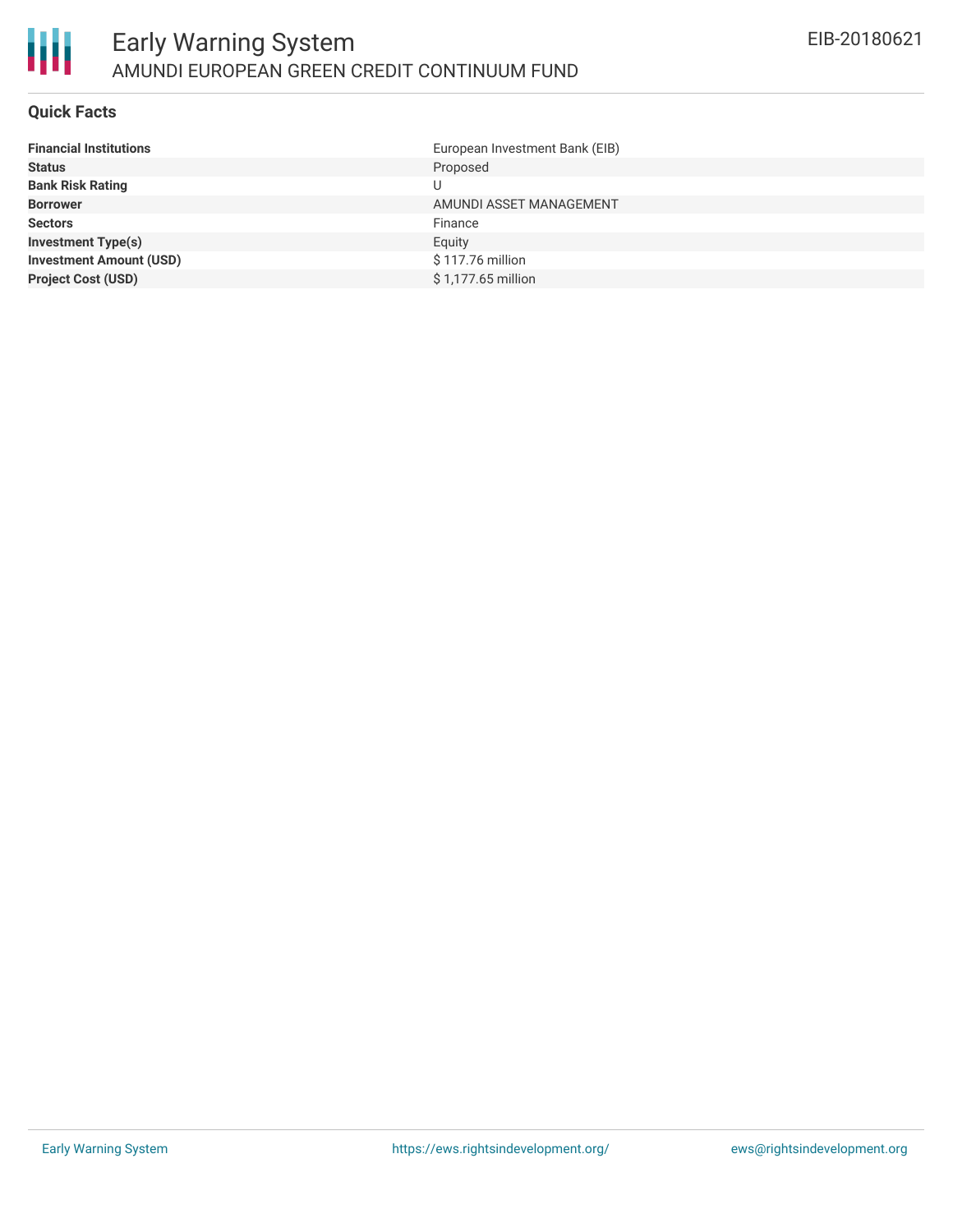# Early Warning System

AMUNDI EUROPEAN GREEN CREDIT CONTINUUM FUND

EIB-20180621

## Quick Facts

| | |
|---|---|
| **Financial Institutions** | European Investment Bank (EIB) |
| **Status** | Proposed |
| **Bank Risk Rating** | U |
| **Borrower** | AMUNDI ASSET MANAGEMENT |
| **Sectors** | Finance |
| **Investment Type(s)** | Equity |
| **Investment Amount (USD)** | $ 117.76 million |
| **Project Cost (USD)** | $ 1,177.65 million |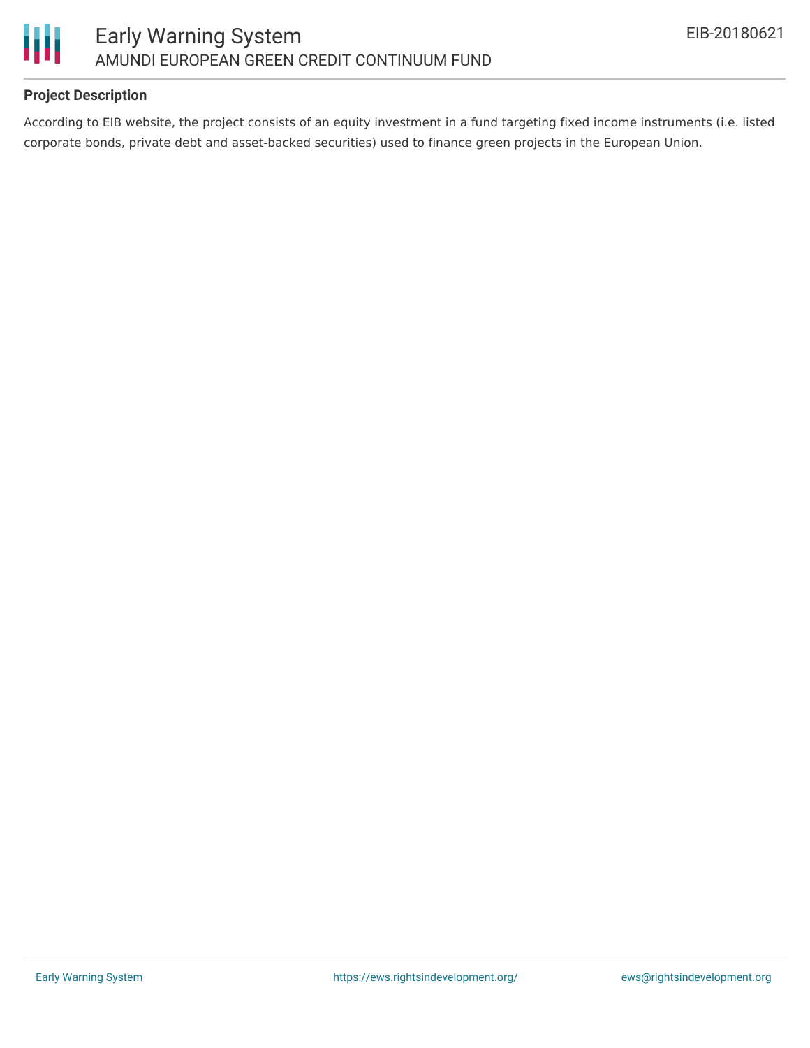### Project Description

According to EIB website, the project consists of an equity investment in a fund targeting fixed income instruments (i.e. listed corporate bonds, private debt and asset-backed securities) used to finance green projects in the European Union.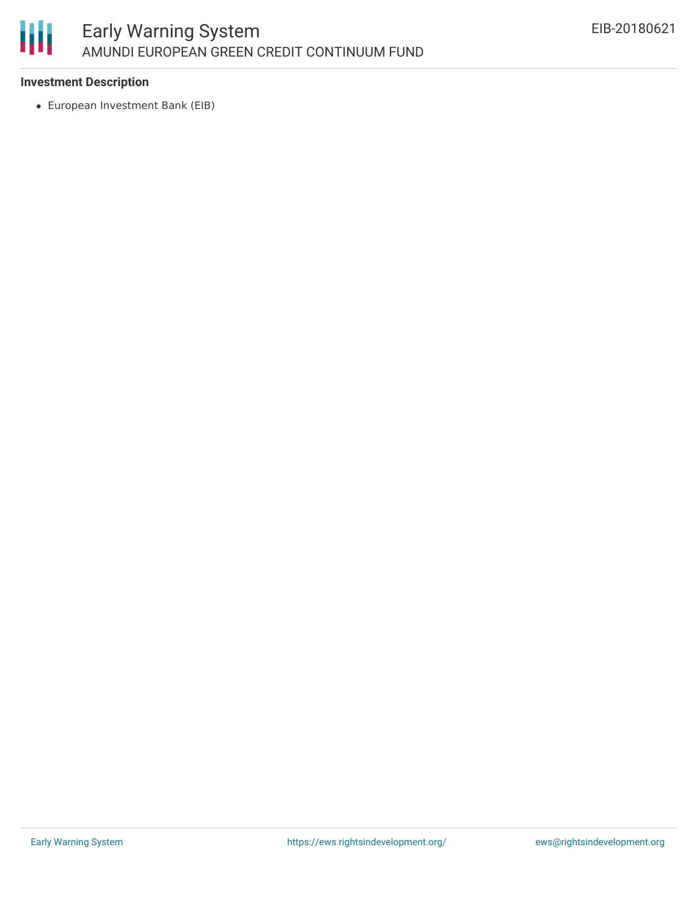**Investment Description**

- European Investment Bank (EIB)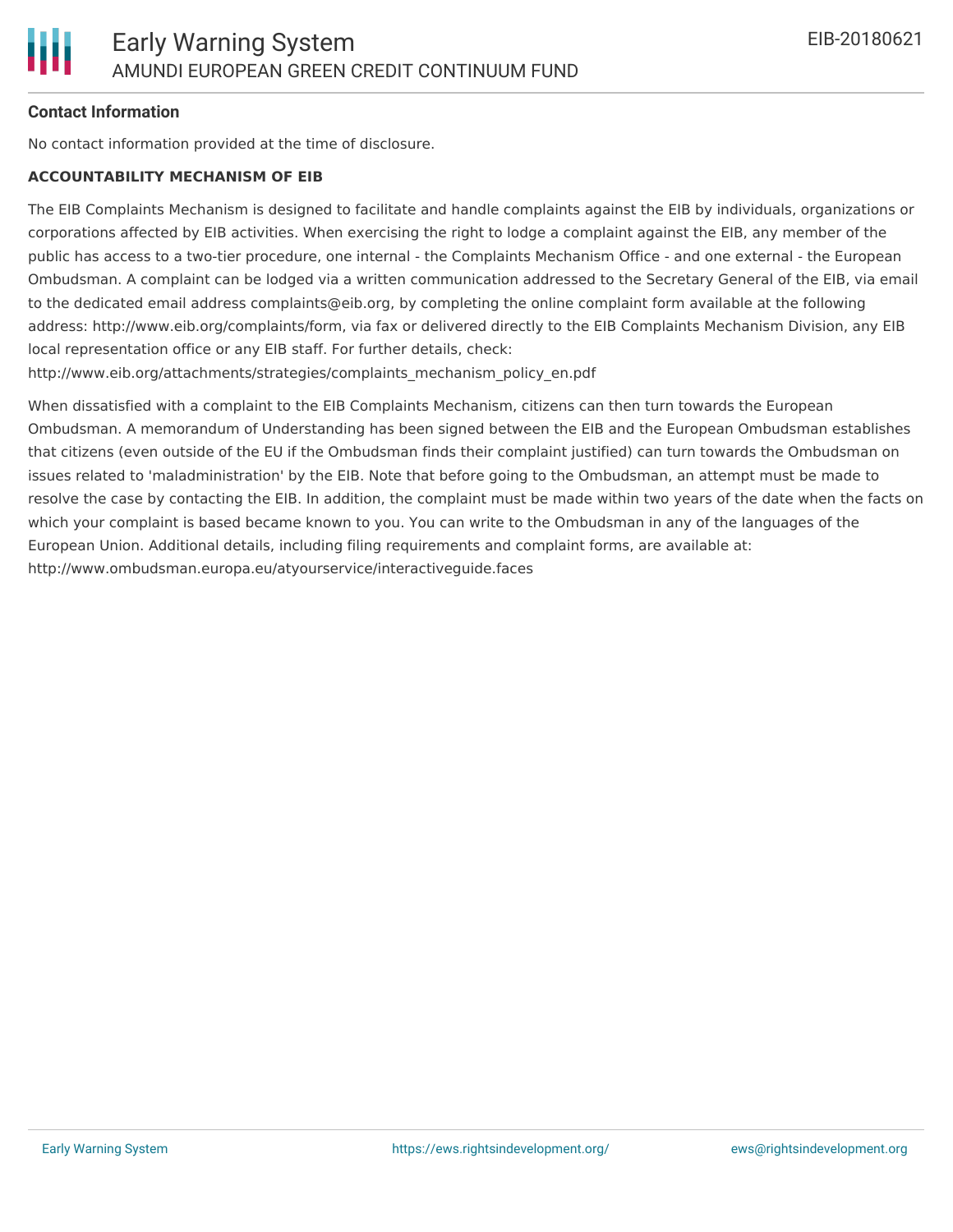### Contact Information

No contact information provided at the time of disclosure.

**ACCOUNTABILITY MECHANISM OF EIB**

The EIB Complaints Mechanism is designed to facilitate and handle complaints against the EIB by individuals, organizations or corporations affected by EIB activities. When exercising the right to lodge a complaint against the EIB, any member of the public has access to a two-tier procedure, one internal - the Complaints Mechanism Office - and one external - the European Ombudsman. A complaint can be lodged via a written communication addressed to the Secretary General of the EIB, via email to the dedicated email address complaints@eib.org, by completing the online complaint form available at the following address: http://www.eib.org/complaints/form, via fax or delivered directly to the EIB Complaints Mechanism Division, any EIB local representation office or any EIB staff. For further details, check: http://www.eib.org/attachments/strategies/complaints_mechanism_policy_en.pdf

When dissatisfied with a complaint to the EIB Complaints Mechanism, citizens can then turn towards the European Ombudsman. A memorandum of Understanding has been signed between the EIB and the European Ombudsman establishes that citizens (even outside of the EU if the Ombudsman finds their complaint justified) can turn towards the Ombudsman on issues related to 'maladministration' by the EIB. Note that before going to the Ombudsman, an attempt must be made to resolve the case by contacting the EIB. In addition, the complaint must be made within two years of the date when the facts on which your complaint is based became known to you. You can write to the Ombudsman in any of the languages of the European Union. Additional details, including filing requirements and complaint forms, are available at: http://www.ombudsman.europa.eu/atyourservice/interactiveguide.faces